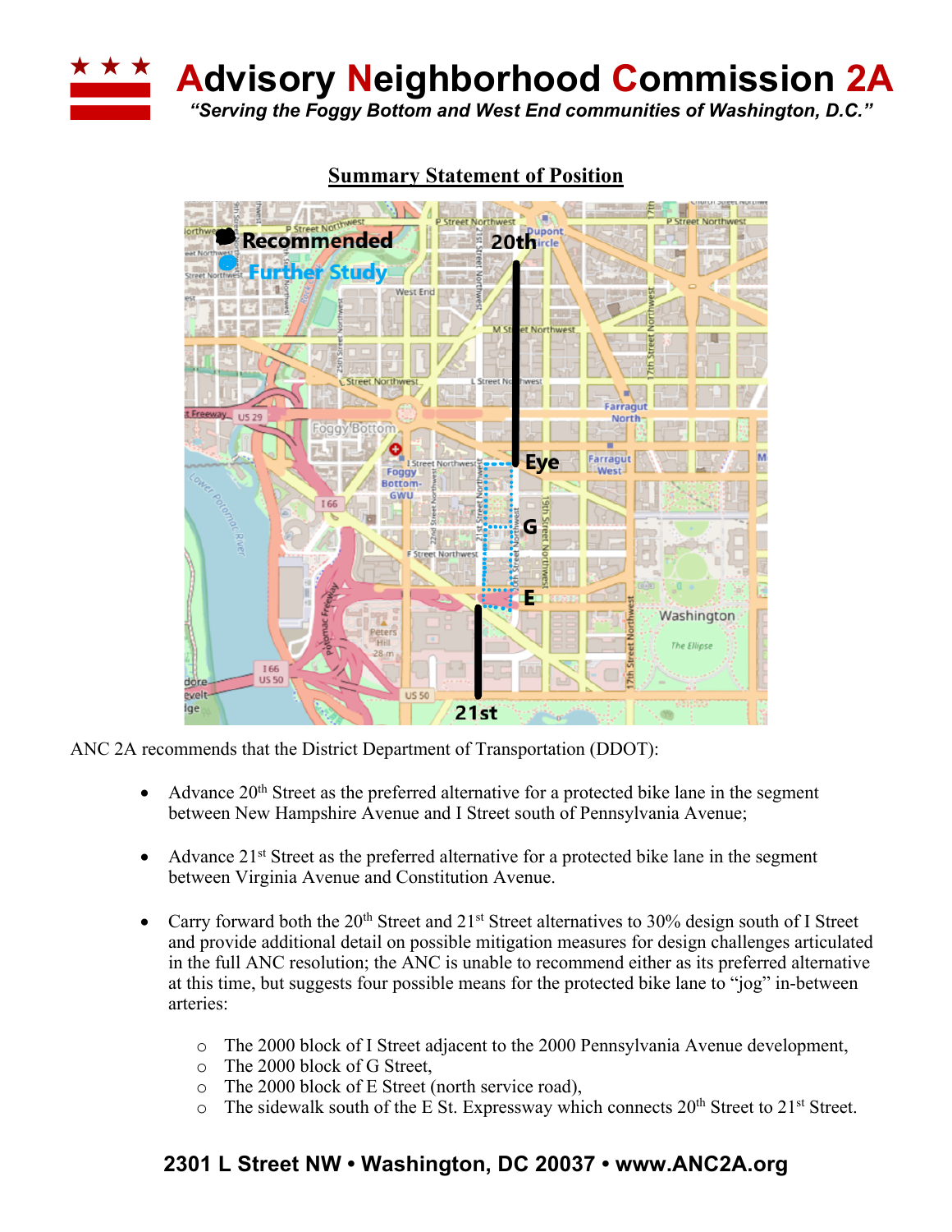# Advisory Neighborhood Commission 2A

*"Serving the Foggy Bottom and West End communities of Washington, D.C."*

## Summary Statement of Position

ANC 2A recommends that the District Department of Transportation (DDOT):

- Advance 20th Street as the preferred alternative for a protected bike lane in the segment between New Hampshire Avenue and I Street south of Pennsylvania Avenue;

- Advance 21st Street as the preferred alternative for a protected bike lane in the segment between Virginia Avenue and Constitution Avenue.

- Carry forward both the 20th Street and 21st Street alternatives to 30% design south of I Street and provide additional detail on possible mitigation measures for design challenges articulated in the full ANC resolution; the ANC is unable to recommend either as its preferred alternative at this time, but suggests four possible means for the protected bike lane to "jog" in-between arteries:

    - The 2000 block of I Street adjacent to the 2000 Pennsylvania Avenue development,
    - The 2000 block of G Street,
    - The 2000 block of E Street (north service road),
    - The sidewalk south of the E St. Expressway which connects 20th Street to 21st Street.

**2301 L Street NW • Washington, DC 20037 • www.ANC2A.org**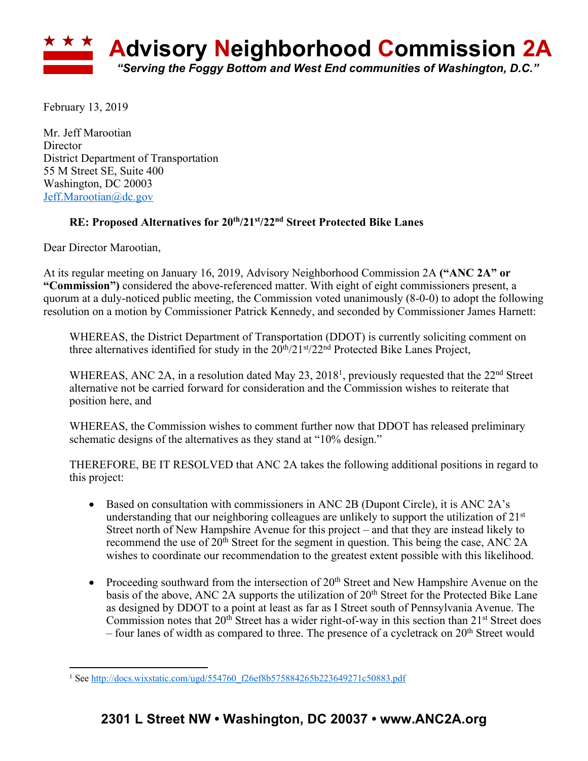# Advisory Neighborhood Commission 2A

*"Serving the Foggy Bottom and West End communities of Washington, D.C."*

February 13, 2019

Mr. Jeff Marootian
Director
District Department of Transportation
55 M Street SE, Suite 400
Washington, DC 20003
Jeff.Marootian@dc.gov

**RE: Proposed Alternatives for 20th/21st/22nd Street Protected Bike Lanes**

Dear Director Marootian,

At its regular meeting on January 16, 2019, Advisory Neighborhood Commission 2A **("ANC 2A" or "Commission")** considered the above-referenced matter. With eight of eight commissioners present, a quorum at a duly-noticed public meeting, the Commission voted unanimously (8-0-0) to adopt the following resolution on a motion by Commissioner Patrick Kennedy, and seconded by Commissioner James Harnett:

WHEREAS, the District Department of Transportation (DDOT) is currently soliciting comment on three alternatives identified for study in the 20th/21st/22nd Protected Bike Lanes Project,

WHEREAS, ANC 2A, in a resolution dated May 23, 2018[1], previously requested that the 22nd Street alternative not be carried forward for consideration and the Commission wishes to reiterate that position here, and

WHEREAS, the Commission wishes to comment further now that DDOT has released preliminary schematic designs of the alternatives as they stand at "10% design."

THEREFORE, BE IT RESOLVED that ANC 2A takes the following additional positions in regard to this project:

- Based on consultation with commissioners in ANC 2B (Dupont Circle), it is ANC 2A's understanding that our neighboring colleagues are unlikely to support the utilization of 21st Street north of New Hampshire Avenue for this project – and that they are instead likely to recommend the use of 20th Street for the segment in question. This being the case, ANC 2A wishes to coordinate our recommendation to the greatest extent possible with this likelihood.

- Proceeding southward from the intersection of 20th Street and New Hampshire Avenue on the basis of the above, ANC 2A supports the utilization of 20th Street for the Protected Bike Lane as designed by DDOT to a point at least as far as I Street south of Pennsylvania Avenue. The Commission notes that 20th Street has a wider right-of-way in this section than 21st Street does – four lanes of width as compared to three. The presence of a cycletrack on 20th Street would

[1] See http://docs.wixstatic.com/ugd/554760_f26ef8b575884265b223649271c50883.pdf

**2301 L Street NW • Washington, DC 20037 • www.ANC2A.org**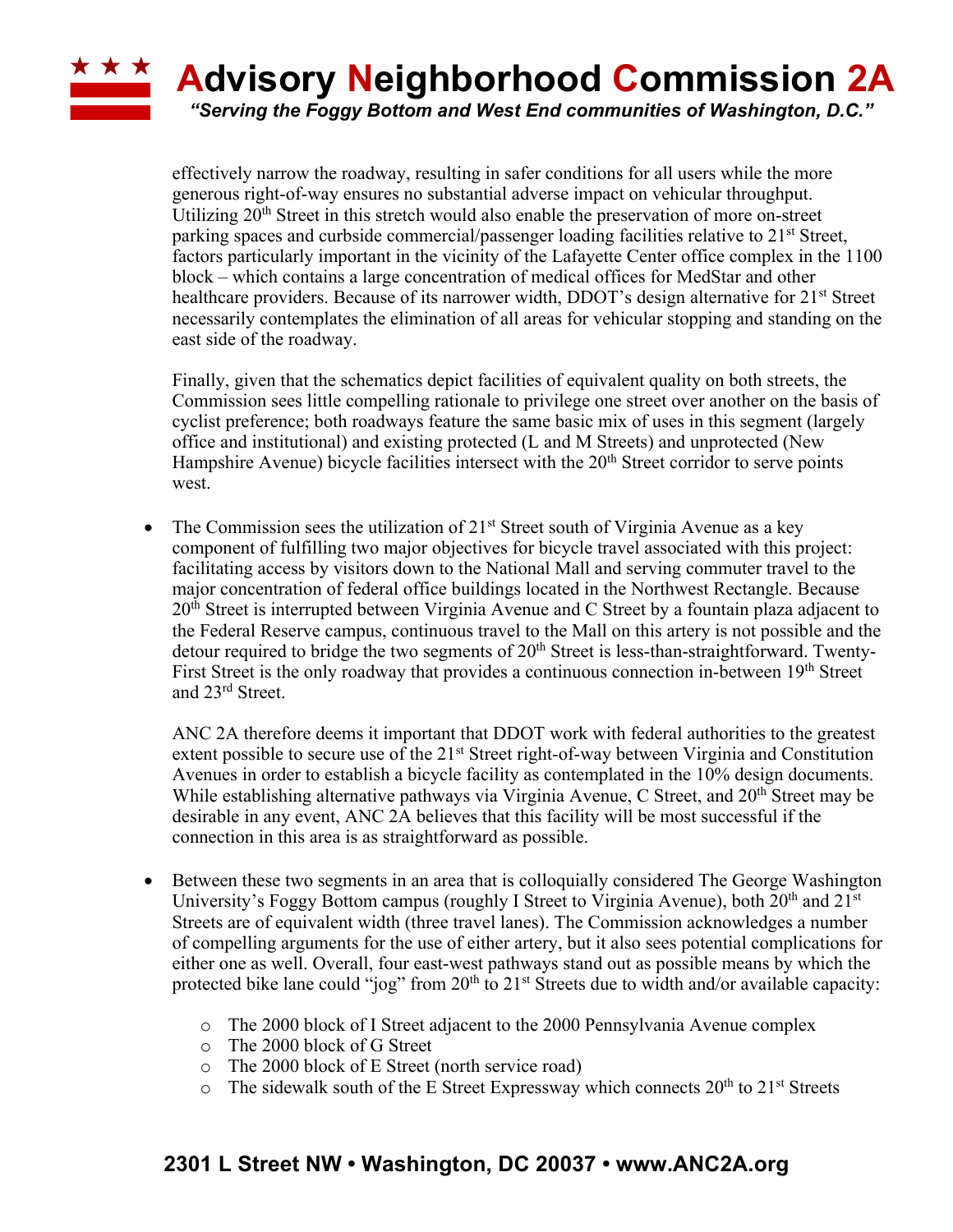effectively narrow the roadway, resulting in safer conditions for all users while the more generous right-of-way ensures no substantial adverse impact on vehicular throughput. Utilizing 20th Street in this stretch would also enable the preservation of more on-street parking spaces and curbside commercial/passenger loading facilities relative to 21st Street, factors particularly important in the vicinity of the Lafayette Center office complex in the 1100 block – which contains a large concentration of medical offices for MedStar and other healthcare providers. Because of its narrower width, DDOT's design alternative for 21st Street necessarily contemplates the elimination of all areas for vehicular stopping and standing on the east side of the roadway.

Finally, given that the schematics depict facilities of equivalent quality on both streets, the Commission sees little compelling rationale to privilege one street over another on the basis of cyclist preference; both roadways feature the same basic mix of uses in this segment (largely office and institutional) and existing protected (L and M Streets) and unprotected (New Hampshire Avenue) bicycle facilities intersect with the 20th Street corridor to serve points west.

- The Commission sees the utilization of 21st Street south of Virginia Avenue as a key component of fulfilling two major objectives for bicycle travel associated with this project: facilitating access by visitors down to the National Mall and serving commuter travel to the major concentration of federal office buildings located in the Northwest Rectangle. Because 20th Street is interrupted between Virginia Avenue and C Street by a fountain plaza adjacent to the Federal Reserve campus, continuous travel to the Mall on this artery is not possible and the detour required to bridge the two segments of 20th Street is less-than-straightforward. Twenty-First Street is the only roadway that provides a continuous connection in-between 19th Street and 23rd Street.

  ANC 2A therefore deems it important that DDOT work with federal authorities to the greatest extent possible to secure use of the 21st Street right-of-way between Virginia and Constitution Avenues in order to establish a bicycle facility as contemplated in the 10% design documents. While establishing alternative pathways via Virginia Avenue, C Street, and 20th Street may be desirable in any event, ANC 2A believes that this facility will be most successful if the connection in this area is as straightforward as possible.

- Between these two segments in an area that is colloquially considered The George Washington University's Foggy Bottom campus (roughly I Street to Virginia Avenue), both 20th and 21st Streets are of equivalent width (three travel lanes). The Commission acknowledges a number of compelling arguments for the use of either artery, but it also sees potential complications for either one as well. Overall, four east-west pathways stand out as possible means by which the protected bike lane could "jog" from 20th to 21st Streets due to width and/or available capacity:
  - The 2000 block of I Street adjacent to the 2000 Pennsylvania Avenue complex
  - The 2000 block of G Street
  - The 2000 block of E Street (north service road)
  - The sidewalk south of the E Street Expressway which connects 20th to 21st Streets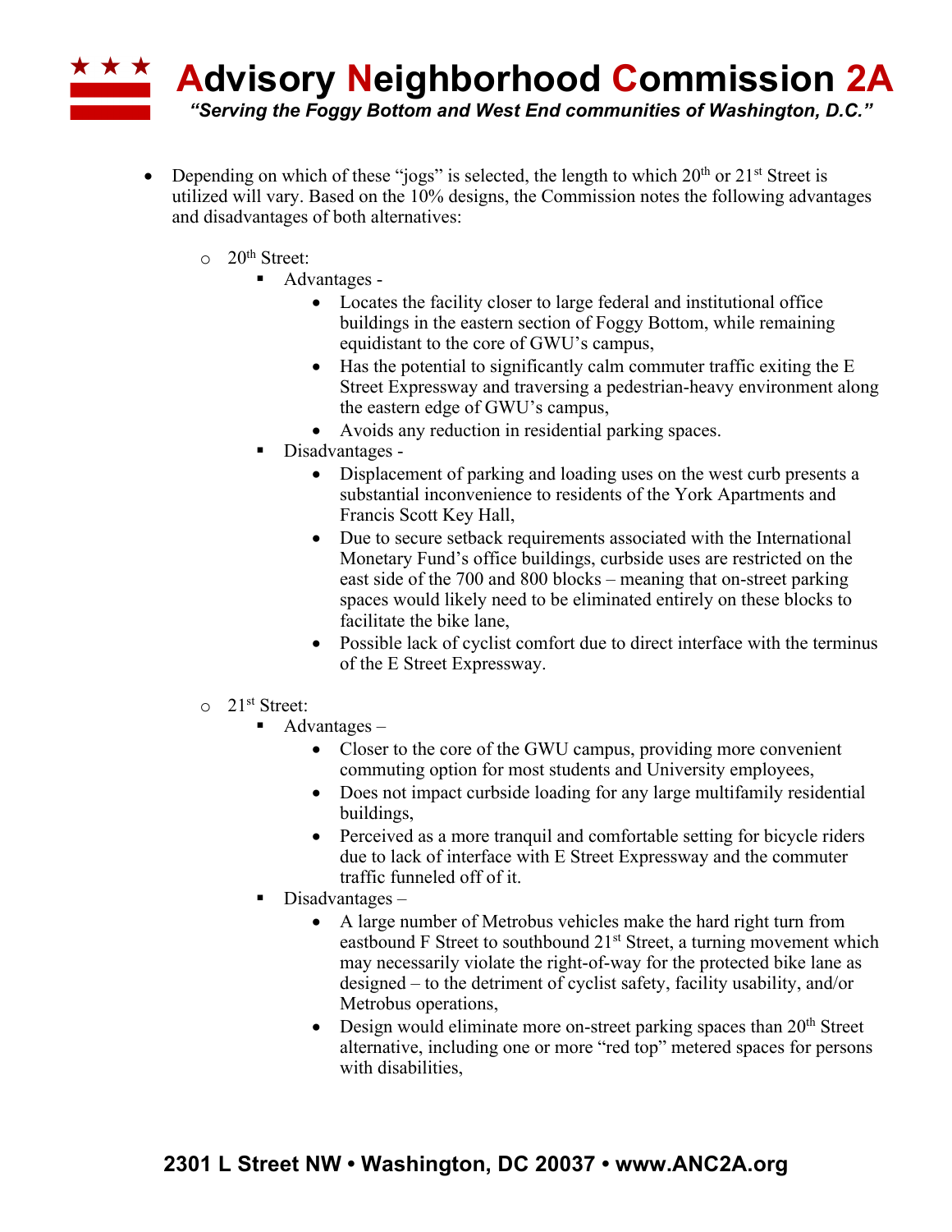- Depending on which of these "jogs" is selected, the length to which 20th or 21st Street is utilized will vary. Based on the 10% designs, the Commission notes the following advantages and disadvantages of both alternatives:
  - 20th Street:
    - Advantages -
      - Locates the facility closer to large federal and institutional office buildings in the eastern section of Foggy Bottom, while remaining equidistant to the core of GWU's campus,
      - Has the potential to significantly calm commuter traffic exiting the E Street Expressway and traversing a pedestrian-heavy environment along the eastern edge of GWU's campus,
      - Avoids any reduction in residential parking spaces.
    - Disadvantages -
      - Displacement of parking and loading uses on the west curb presents a substantial inconvenience to residents of the York Apartments and Francis Scott Key Hall,
      - Due to secure setback requirements associated with the International Monetary Fund's office buildings, curbside uses are restricted on the east side of the 700 and 800 blocks – meaning that on-street parking spaces would likely need to be eliminated entirely on these blocks to facilitate the bike lane,
      - Possible lack of cyclist comfort due to direct interface with the terminus of the E Street Expressway.
  - 21st Street:
    - Advantages –
      - Closer to the core of the GWU campus, providing more convenient commuting option for most students and University employees,
      - Does not impact curbside loading for any large multifamily residential buildings,
      - Perceived as a more tranquil and comfortable setting for bicycle riders due to lack of interface with E Street Expressway and the commuter traffic funneled off of it.
    - Disadvantages –
      - A large number of Metrobus vehicles make the hard right turn from eastbound F Street to southbound 21st Street, a turning movement which may necessarily violate the right-of-way for the protected bike lane as designed – to the detriment of cyclist safety, facility usability, and/or Metrobus operations,
      - Design would eliminate more on-street parking spaces than 20th Street alternative, including one or more "red top" metered spaces for persons with disabilities,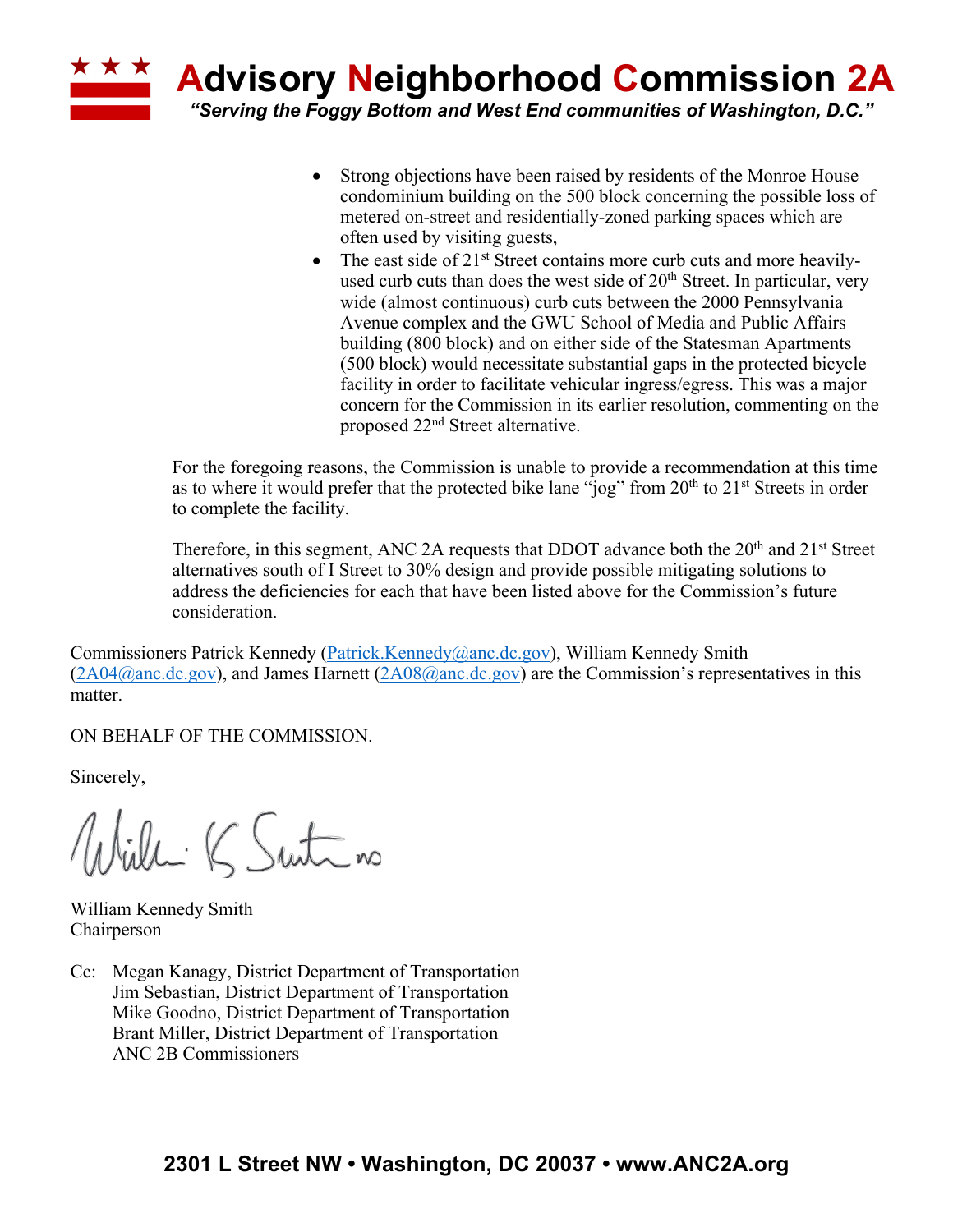- Strong objections have been raised by residents of the Monroe House condominium building on the 500 block concerning the possible loss of metered on-street and residentially-zoned parking spaces which are often used by visiting guests,
- The east side of 21st Street contains more curb cuts and more heavily-used curb cuts than does the west side of 20th Street. In particular, very wide (almost continuous) curb cuts between the 2000 Pennsylvania Avenue complex and the GWU School of Media and Public Affairs building (800 block) and on either side of the Statesman Apartments (500 block) would necessitate substantial gaps in the protected bicycle facility in order to facilitate vehicular ingress/egress. This was a major concern for the Commission in its earlier resolution, commenting on the proposed 22nd Street alternative.

For the foregoing reasons, the Commission is unable to provide a recommendation at this time as to where it would prefer that the protected bike lane "jog" from 20th to 21st Streets in order to complete the facility.

Therefore, in this segment, ANC 2A requests that DDOT advance both the 20th and 21st Street alternatives south of I Street to 30% design and provide possible mitigating solutions to address the deficiencies for each that have been listed above for the Commission's future consideration.

Commissioners Patrick Kennedy (Patrick.Kennedy@anc.dc.gov), William Kennedy Smith (2A04@anc.dc.gov), and James Harnett (2A08@anc.dc.gov) are the Commission's representatives in this matter.

ON BEHALF OF THE COMMISSION.

Sincerely,

William Kennedy Smith
Chairperson

Cc: Megan Kanagy, District Department of Transportation
Jim Sebastian, District Department of Transportation
Mike Goodno, District Department of Transportation
Brant Miller, District Department of Transportation
ANC 2B Commissioners